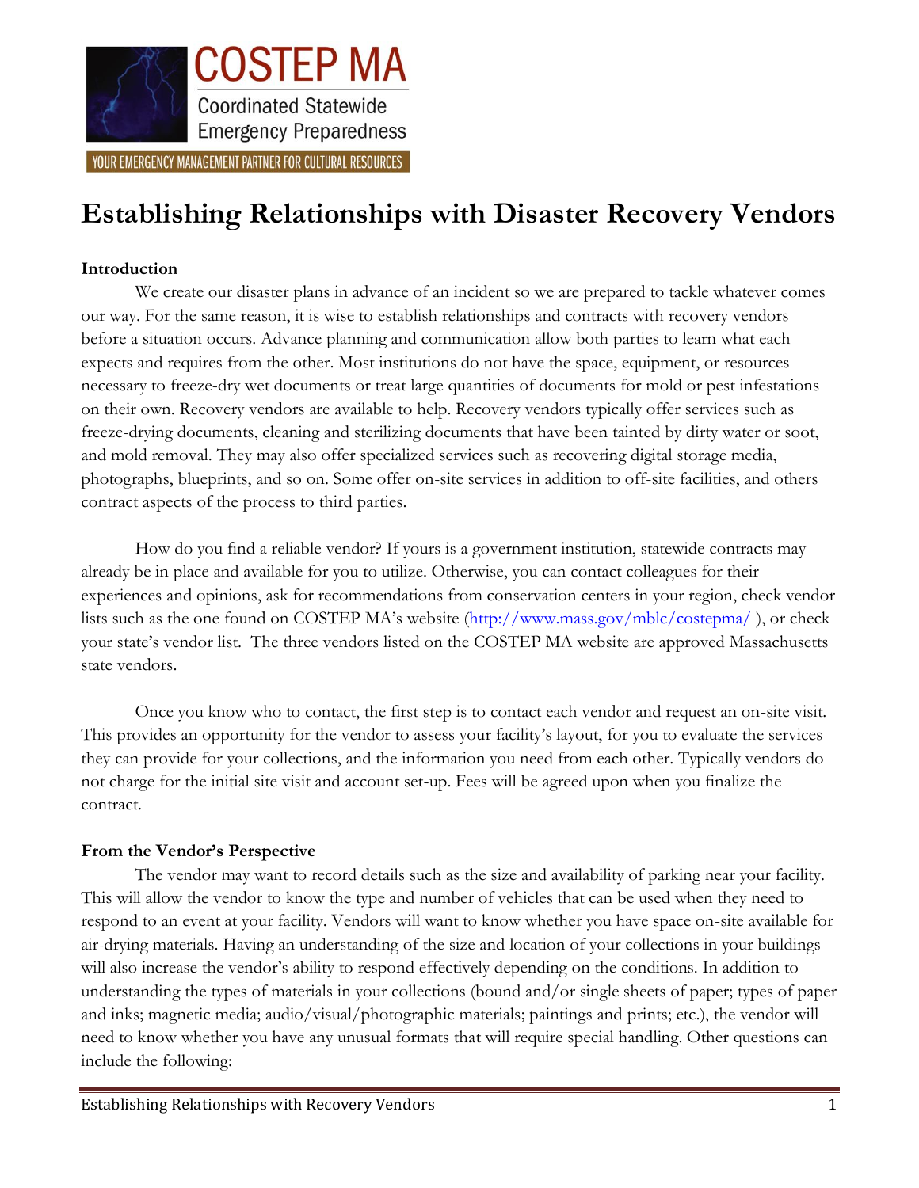COSTEP MA

Coordinated Statewide Emergency Preparedness

YOUR EMERGENCY MANAGEMENT PARTNER FOR CULTURAL RESOURCES

# Establishing Relationships with Disaster Recovery Vendors

**Introduction**

We create our disaster plans in advance of an incident so we are prepared to tackle whatever comes our way. For the same reason, it is wise to establish relationships and contracts with recovery vendors before a situation occurs. Advance planning and communication allow both parties to learn what each expects and requires from the other. Most institutions do not have the space, equipment, or resources necessary to freeze-dry wet documents or treat large quantities of documents for mold or pest infestations on their own. Recovery vendors are available to help. Recovery vendors typically offer services such as freeze-drying documents, cleaning and sterilizing documents that have been tainted by dirty water or soot, and mold removal. They may also offer specialized services such as recovering digital storage media, photographs, blueprints, and so on. Some offer on-site services in addition to off-site facilities, and others contract aspects of the process to third parties.

How do you find a reliable vendor? If yours is a government institution, statewide contracts may already be in place and available for you to utilize. Otherwise, you can contact colleagues for their experiences and opinions, ask for recommendations from conservation centers in your region, check vendor lists such as the one found on COSTEP MA's website (http://www.mass.gov/mblc/costepma/ ), or check your state's vendor list. The three vendors listed on the COSTEP MA website are approved Massachusetts state vendors.

Once you know who to contact, the first step is to contact each vendor and request an on-site visit. This provides an opportunity for the vendor to assess your facility's layout, for you to evaluate the services they can provide for your collections, and the information you need from each other. Typically vendors do not charge for the initial site visit and account set-up. Fees will be agreed upon when you finalize the contract.

**From the Vendor's Perspective**

The vendor may want to record details such as the size and availability of parking near your facility. This will allow the vendor to know the type and number of vehicles that can be used when they need to respond to an event at your facility. Vendors will want to know whether you have space on-site available for air-drying materials. Having an understanding of the size and location of your collections in your buildings will also increase the vendor's ability to respond effectively depending on the conditions. In addition to understanding the types of materials in your collections (bound and/or single sheets of paper; types of paper and inks; magnetic media; audio/visual/photographic materials; paintings and prints; etc.), the vendor will need to know whether you have any unusual formats that will require special handling. Other questions can include the following: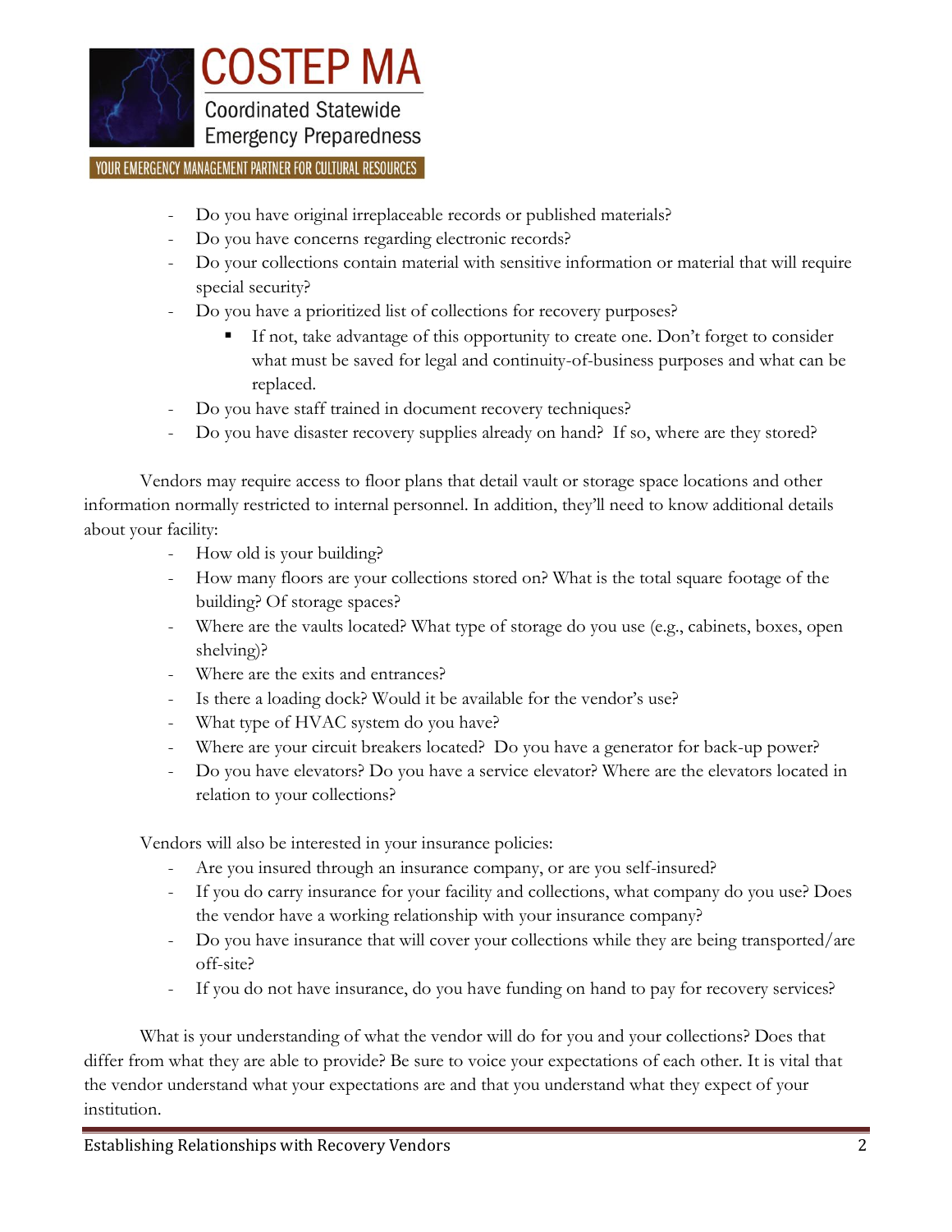- Do you have original irreplaceable records or published materials?
- Do you have concerns regarding electronic records?
- Do your collections contain material with sensitive information or material that will require special security?
- Do you have a prioritized list of collections for recovery purposes?
  - If not, take advantage of this opportunity to create one. Don't forget to consider what must be saved for legal and continuity-of-business purposes and what can be replaced.
- Do you have staff trained in document recovery techniques?
- Do you have disaster recovery supplies already on hand? If so, where are they stored?

Vendors may require access to floor plans that detail vault or storage space locations and other information normally restricted to internal personnel. In addition, they'll need to know additional details about your facility:

- How old is your building?
- How many floors are your collections stored on? What is the total square footage of the building? Of storage spaces?
- Where are the vaults located? What type of storage do you use (e.g., cabinets, boxes, open shelving)?
- Where are the exits and entrances?
- Is there a loading dock? Would it be available for the vendor's use?
- What type of HVAC system do you have?
- Where are your circuit breakers located? Do you have a generator for back-up power?
- Do you have elevators? Do you have a service elevator? Where are the elevators located in relation to your collections?

Vendors will also be interested in your insurance policies:

- Are you insured through an insurance company, or are you self-insured?
- If you do carry insurance for your facility and collections, what company do you use? Does the vendor have a working relationship with your insurance company?
- Do you have insurance that will cover your collections while they are being transported/are off-site?
- If you do not have insurance, do you have funding on hand to pay for recovery services?

What is your understanding of what the vendor will do for you and your collections? Does that differ from what they are able to provide? Be sure to voice your expectations of each other. It is vital that the vendor understand what your expectations are and that you understand what they expect of your institution.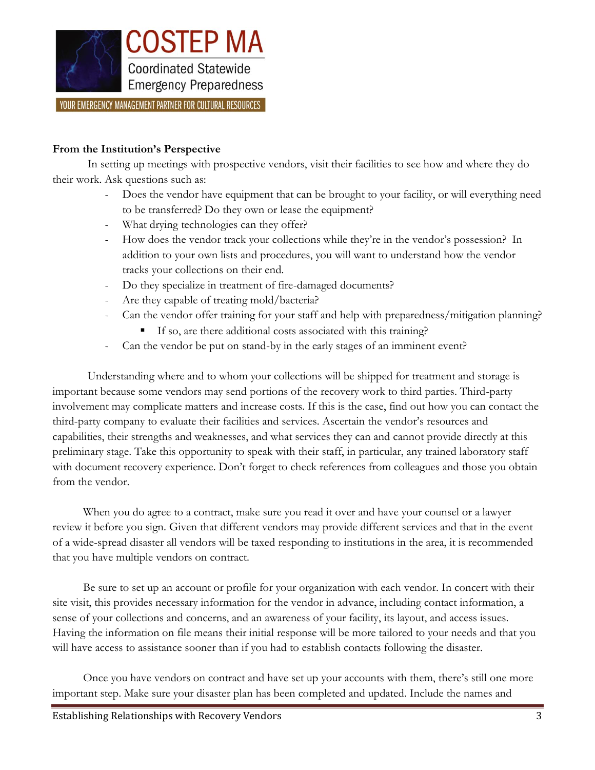**From the Institution's Perspective**

In setting up meetings with prospective vendors, visit their facilities to see how and where they do their work. Ask questions such as:

- Does the vendor have equipment that can be brought to your facility, or will everything need to be transferred? Do they own or lease the equipment?
- What drying technologies can they offer?
- How does the vendor track your collections while they're in the vendor's possession? In addition to your own lists and procedures, you will want to understand how the vendor tracks your collections on their end.
- Do they specialize in treatment of fire-damaged documents?
- Are they capable of treating mold/bacteria?
- Can the vendor offer training for your staff and help with preparedness/mitigation planning?
  - If so, are there additional costs associated with this training?
- Can the vendor be put on stand-by in the early stages of an imminent event?

Understanding where and to whom your collections will be shipped for treatment and storage is important because some vendors may send portions of the recovery work to third parties. Third-party involvement may complicate matters and increase costs. If this is the case, find out how you can contact the third-party company to evaluate their facilities and services. Ascertain the vendor's resources and capabilities, their strengths and weaknesses, and what services they can and cannot provide directly at this preliminary stage. Take this opportunity to speak with their staff, in particular, any trained laboratory staff with document recovery experience. Don't forget to check references from colleagues and those you obtain from the vendor.

When you do agree to a contract, make sure you read it over and have your counsel or a lawyer review it before you sign. Given that different vendors may provide different services and that in the event of a wide-spread disaster all vendors will be taxed responding to institutions in the area, it is recommended that you have multiple vendors on contract.

Be sure to set up an account or profile for your organization with each vendor. In concert with their site visit, this provides necessary information for the vendor in advance, including contact information, a sense of your collections and concerns, and an awareness of your facility, its layout, and access issues. Having the information on file means their initial response will be more tailored to your needs and that you will have access to assistance sooner than if you had to establish contacts following the disaster.

Once you have vendors on contract and have set up your accounts with them, there's still one more important step. Make sure your disaster plan has been completed and updated. Include the names and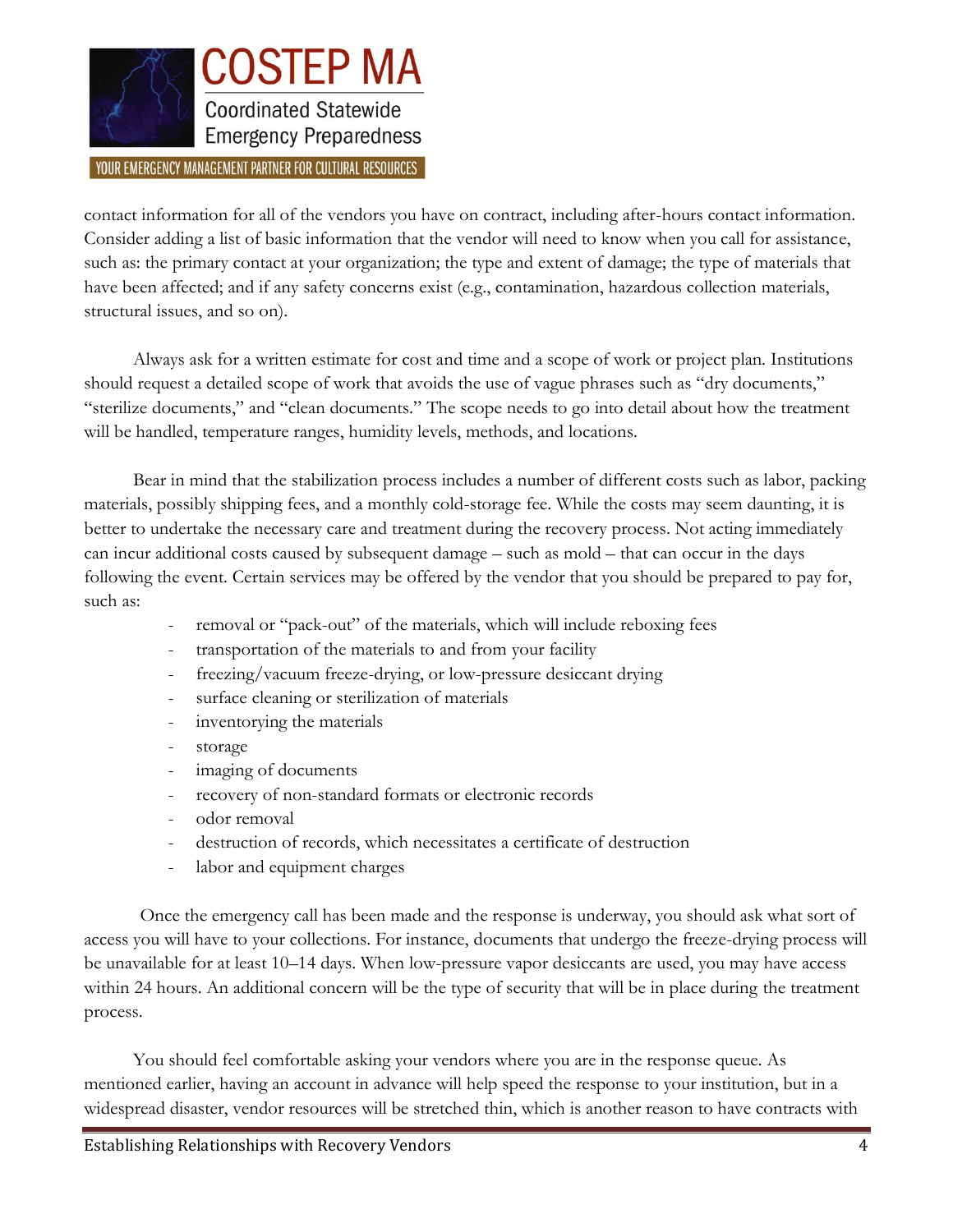contact information for all of the vendors you have on contract, including after-hours contact information. Consider adding a list of basic information that the vendor will need to know when you call for assistance, such as: the primary contact at your organization; the type and extent of damage; the type of materials that have been affected; and if any safety concerns exist (e.g., contamination, hazardous collection materials, structural issues, and so on).

Always ask for a written estimate for cost and time and a scope of work or project plan. Institutions should request a detailed scope of work that avoids the use of vague phrases such as "dry documents," "sterilize documents," and "clean documents." The scope needs to go into detail about how the treatment will be handled, temperature ranges, humidity levels, methods, and locations.

Bear in mind that the stabilization process includes a number of different costs such as labor, packing materials, possibly shipping fees, and a monthly cold-storage fee. While the costs may seem daunting, it is better to undertake the necessary care and treatment during the recovery process. Not acting immediately can incur additional costs caused by subsequent damage – such as mold – that can occur in the days following the event. Certain services may be offered by the vendor that you should be prepared to pay for, such as:

- removal or "pack-out" of the materials, which will include reboxing fees
- transportation of the materials to and from your facility
- freezing/vacuum freeze-drying, or low-pressure desiccant drying
- surface cleaning or sterilization of materials
- inventorying the materials
- storage
- imaging of documents
- recovery of non-standard formats or electronic records
- odor removal
- destruction of records, which necessitates a certificate of destruction
- labor and equipment charges

Once the emergency call has been made and the response is underway, you should ask what sort of access you will have to your collections. For instance, documents that undergo the freeze-drying process will be unavailable for at least 10–14 days. When low-pressure vapor desiccants are used, you may have access within 24 hours. An additional concern will be the type of security that will be in place during the treatment process.

You should feel comfortable asking your vendors where you are in the response queue. As mentioned earlier, having an account in advance will help speed the response to your institution, but in a widespread disaster, vendor resources will be stretched thin, which is another reason to have contracts with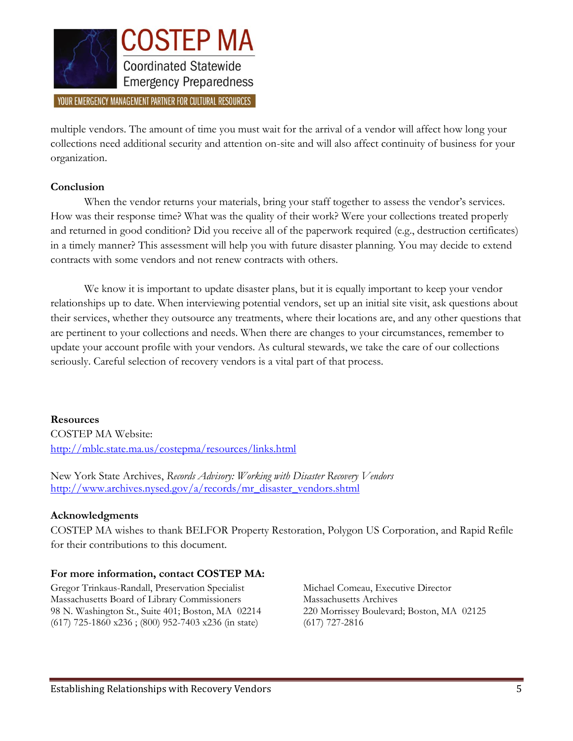multiple vendors. The amount of time you must wait for the arrival of a vendor will affect how long your collections need additional security and attention on-site and will also affect continuity of business for your organization.

**Conclusion**

When the vendor returns your materials, bring your staff together to assess the vendor's services. How was their response time? What was the quality of their work? Were your collections treated properly and returned in good condition? Did you receive all of the paperwork required (e.g., destruction certificates) in a timely manner? This assessment will help you with future disaster planning. You may decide to extend contracts with some vendors and not renew contracts with others.

We know it is important to update disaster plans, but it is equally important to keep your vendor relationships up to date. When interviewing potential vendors, set up an initial site visit, ask questions about their services, whether they outsource any treatments, where their locations are, and any other questions that are pertinent to your collections and needs. When there are changes to your circumstances, remember to update your account profile with your vendors. As cultural stewards, we take the care of our collections seriously. Careful selection of recovery vendors is a vital part of that process.

**Resources**

COSTEP MA Website:
http://mblc.state.ma.us/costepma/resources/links.html

New York State Archives, *Records Advisory: Working with Disaster Recovery Vendors*
http://www.archives.nysed.gov/a/records/mr_disaster_vendors.shtml

**Acknowledgments**

COSTEP MA wishes to thank BELFOR Property Restoration, Polygon US Corporation, and Rapid Refile for their contributions to this document.

**For more information, contact COSTEP MA:**

Gregor Trinkaus-Randall, Preservation Specialist
Massachusetts Board of Library Commissioners
98 N. Washington St., Suite 401; Boston, MA 02214
(617) 725-1860 x236 ; (800) 952-7403 x236 (in state)

Michael Comeau, Executive Director
Massachusetts Archives
220 Morrissey Boulevard; Boston, MA 02125
(617) 727-2816